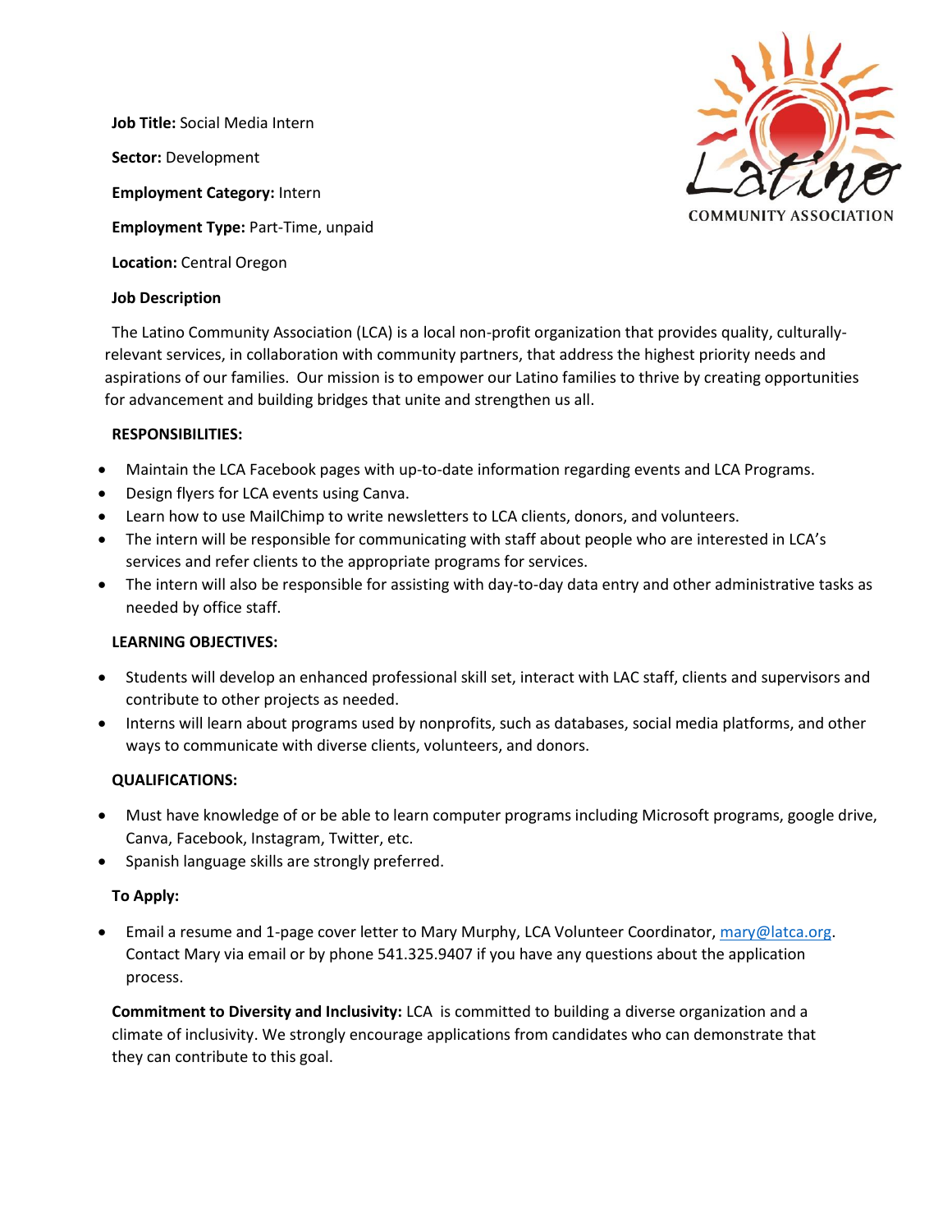**Job Title:** Social Media Intern

**Sector:** Development

**Employment Category:** Intern

**Employment Type:** Part-Time, unpaid

**Location:** Central Oregon

**Job Description**

The Latino Community Association (LCA) is a local non-profit organization that provides quality, culturally-relevant services, in collaboration with community partners, that address the highest priority needs and aspirations of our families. Our mission is to empower our Latino families to thrive by creating opportunities for advancement and building bridges that unite and strengthen us all.

**RESPONSIBILITIES:**

- Maintain the LCA Facebook pages with up-to-date information regarding events and LCA Programs.
- Design flyers for LCA events using Canva.
- Learn how to use MailChimp to write newsletters to LCA clients, donors, and volunteers.
- The intern will be responsible for communicating with staff about people who are interested in LCA's services and refer clients to the appropriate programs for services.
- The intern will also be responsible for assisting with day-to-day data entry and other administrative tasks as needed by office staff.

**LEARNING OBJECTIVES:**

- Students will develop an enhanced professional skill set, interact with LAC staff, clients and supervisors and contribute to other projects as needed.
- Interns will learn about programs used by nonprofits, such as databases, social media platforms, and other ways to communicate with diverse clients, volunteers, and donors.

**QUALIFICATIONS:**

- Must have knowledge of or be able to learn computer programs including Microsoft programs, google drive, Canva, Facebook, Instagram, Twitter, etc.
- Spanish language skills are strongly preferred.

**To Apply:**

- Email a resume and 1-page cover letter to Mary Murphy, LCA Volunteer Coordinator, mary@latca.org. Contact Mary via email or by phone 541.325.9407 if you have any questions about the application process.

**Commitment to Diversity and Inclusivity:** LCA is committed to building a diverse organization and a climate of inclusivity. We strongly encourage applications from candidates who can demonstrate that they can contribute to this goal.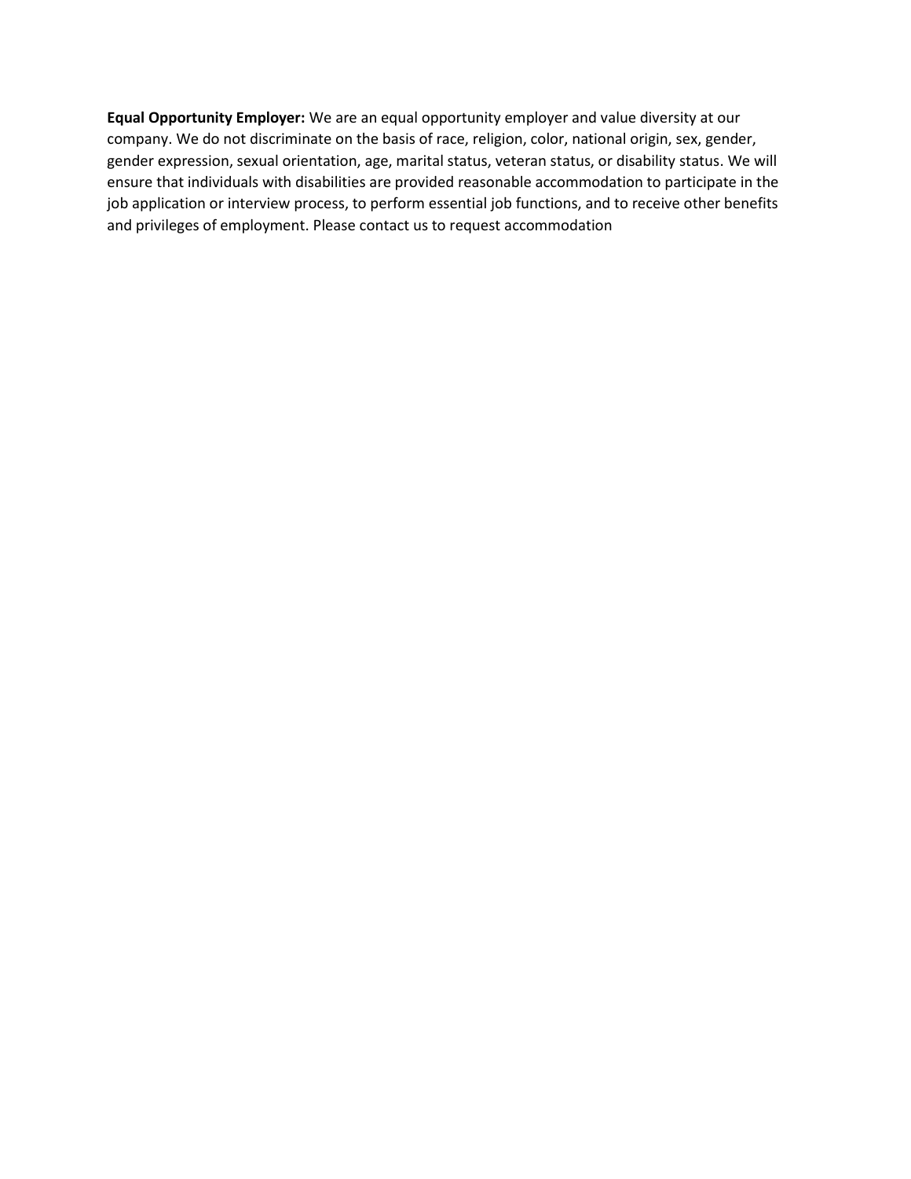**Equal Opportunity Employer:** We are an equal opportunity employer and value diversity at our company. We do not discriminate on the basis of race, religion, color, national origin, sex, gender, gender expression, sexual orientation, age, marital status, veteran status, or disability status. We will ensure that individuals with disabilities are provided reasonable accommodation to participate in the job application or interview process, to perform essential job functions, and to receive other benefits and privileges of employment. Please contact us to request accommodation